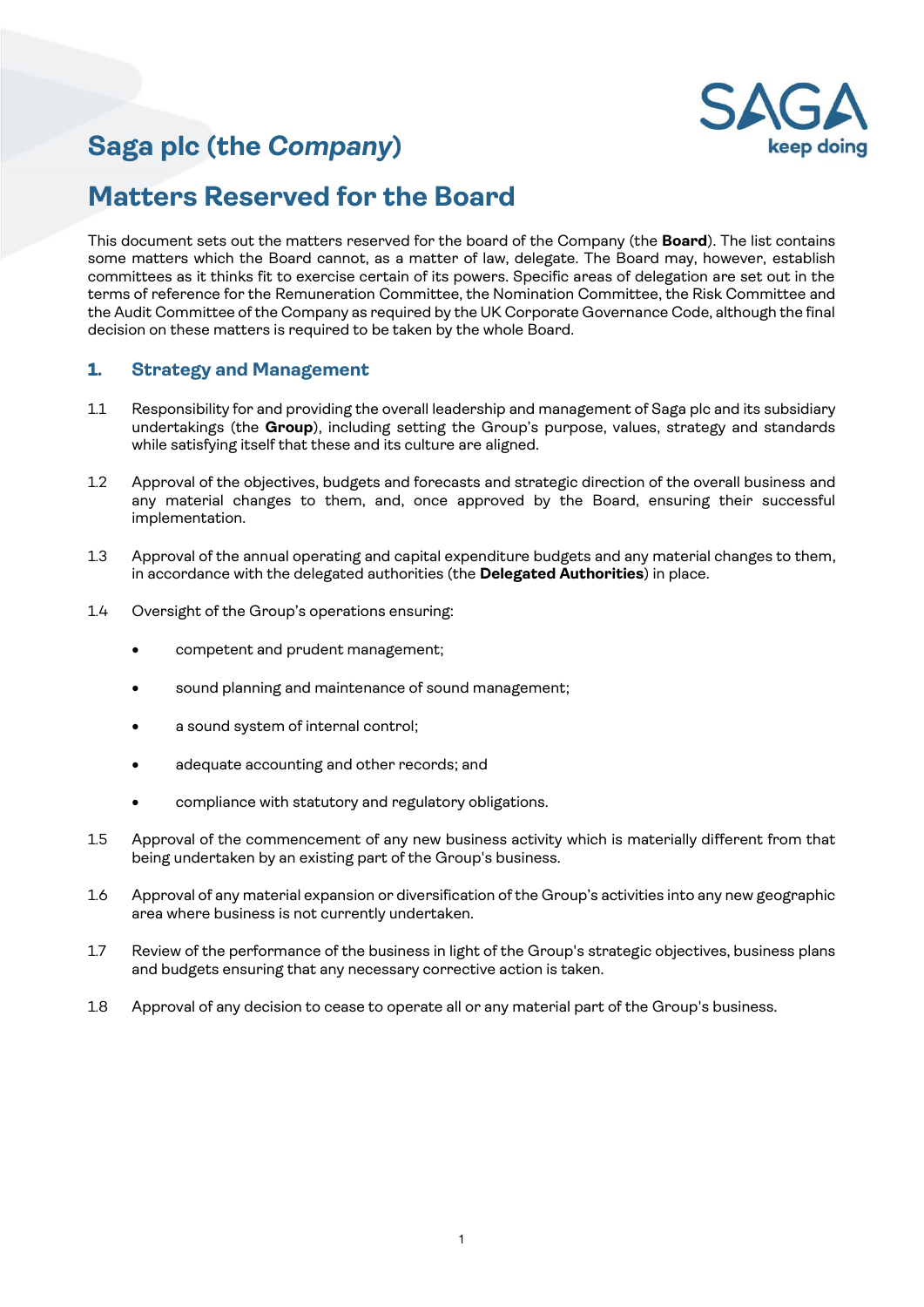# Saga plc (the *Company*)

# Matters Reserved for the Board

This document sets out the matters reserved for the board of the Company (the **Board**). The list contains some matters which the Board cannot, as a matter of law, delegate. The Board may, however, establish committees as it thinks fit to exercise certain of its powers. Specific areas of delegation are set out in the terms of reference for the Remuneration Committee, the Nomination Committee, the Risk Committee and the Audit Committee of the Company as required by the UK Corporate Governance Code, although the final decision on these matters is required to be taken by the whole Board.

## 1. Strategy and Management

1.1 Responsibility for and providing the overall leadership and management of Saga plc and its subsidiary undertakings (the **Group**), including setting the Group's purpose, values, strategy and standards while satisfying itself that these and its culture are aligned.

1.2 Approval of the objectives, budgets and forecasts and strategic direction of the overall business and any material changes to them, and, once approved by the Board, ensuring their successful implementation.

1.3 Approval of the annual operating and capital expenditure budgets and any material changes to them, in accordance with the delegated authorities (the **Delegated Authorities**) in place.

1.4 Oversight of the Group's operations ensuring:

- competent and prudent management;
- sound planning and maintenance of sound management;
- a sound system of internal control;
- adequate accounting and other records; and
- compliance with statutory and regulatory obligations.

1.5 Approval of the commencement of any new business activity which is materially different from that being undertaken by an existing part of the Group's business.

1.6 Approval of any material expansion or diversification of the Group's activities into any new geographic area where business is not currently undertaken.

1.7 Review of the performance of the business in light of the Group's strategic objectives, business plans and budgets ensuring that any necessary corrective action is taken.

1.8 Approval of any decision to cease to operate all or any material part of the Group's business.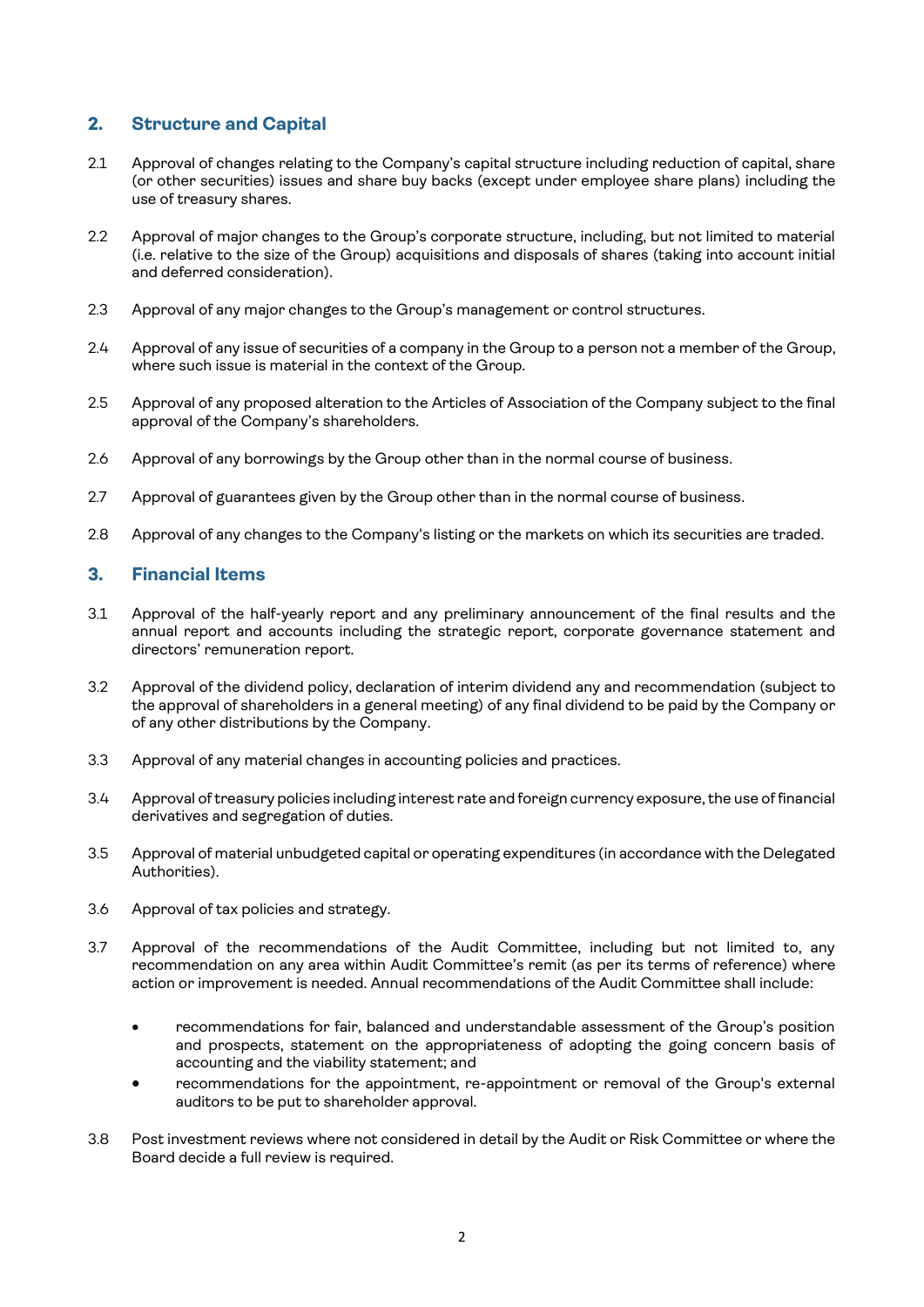## 2. Structure and Capital

2.1 Approval of changes relating to the Company's capital structure including reduction of capital, share (or other securities) issues and share buy backs (except under employee share plans) including the use of treasury shares.

2.2 Approval of major changes to the Group's corporate structure, including, but not limited to material (i.e. relative to the size of the Group) acquisitions and disposals of shares (taking into account initial and deferred consideration).

2.3 Approval of any major changes to the Group's management or control structures.

2.4 Approval of any issue of securities of a company in the Group to a person not a member of the Group, where such issue is material in the context of the Group.

2.5 Approval of any proposed alteration to the Articles of Association of the Company subject to the final approval of the Company's shareholders.

2.6 Approval of any borrowings by the Group other than in the normal course of business.

2.7 Approval of guarantees given by the Group other than in the normal course of business.

2.8 Approval of any changes to the Company's listing or the markets on which its securities are traded.

## 3. Financial Items

3.1 Approval of the half-yearly report and any preliminary announcement of the final results and the annual report and accounts including the strategic report, corporate governance statement and directors' remuneration report.

3.2 Approval of the dividend policy, declaration of interim dividend any and recommendation (subject to the approval of shareholders in a general meeting) of any final dividend to be paid by the Company or of any other distributions by the Company.

3.3 Approval of any material changes in accounting policies and practices.

3.4 Approval of treasury policies including interest rate and foreign currency exposure, the use of financial derivatives and segregation of duties.

3.5 Approval of material unbudgeted capital or operating expenditures (in accordance with the Delegated Authorities).

3.6 Approval of tax policies and strategy.

3.7 Approval of the recommendations of the Audit Committee, including but not limited to, any recommendation on any area within Audit Committee's remit (as per its terms of reference) where action or improvement is needed. Annual recommendations of the Audit Committee shall include:

- recommendations for fair, balanced and understandable assessment of the Group's position and prospects, statement on the appropriateness of adopting the going concern basis of accounting and the viability statement; and
- recommendations for the appointment, re-appointment or removal of the Group's external auditors to be put to shareholder approval.

3.8 Post investment reviews where not considered in detail by the Audit or Risk Committee or where the Board decide a full review is required.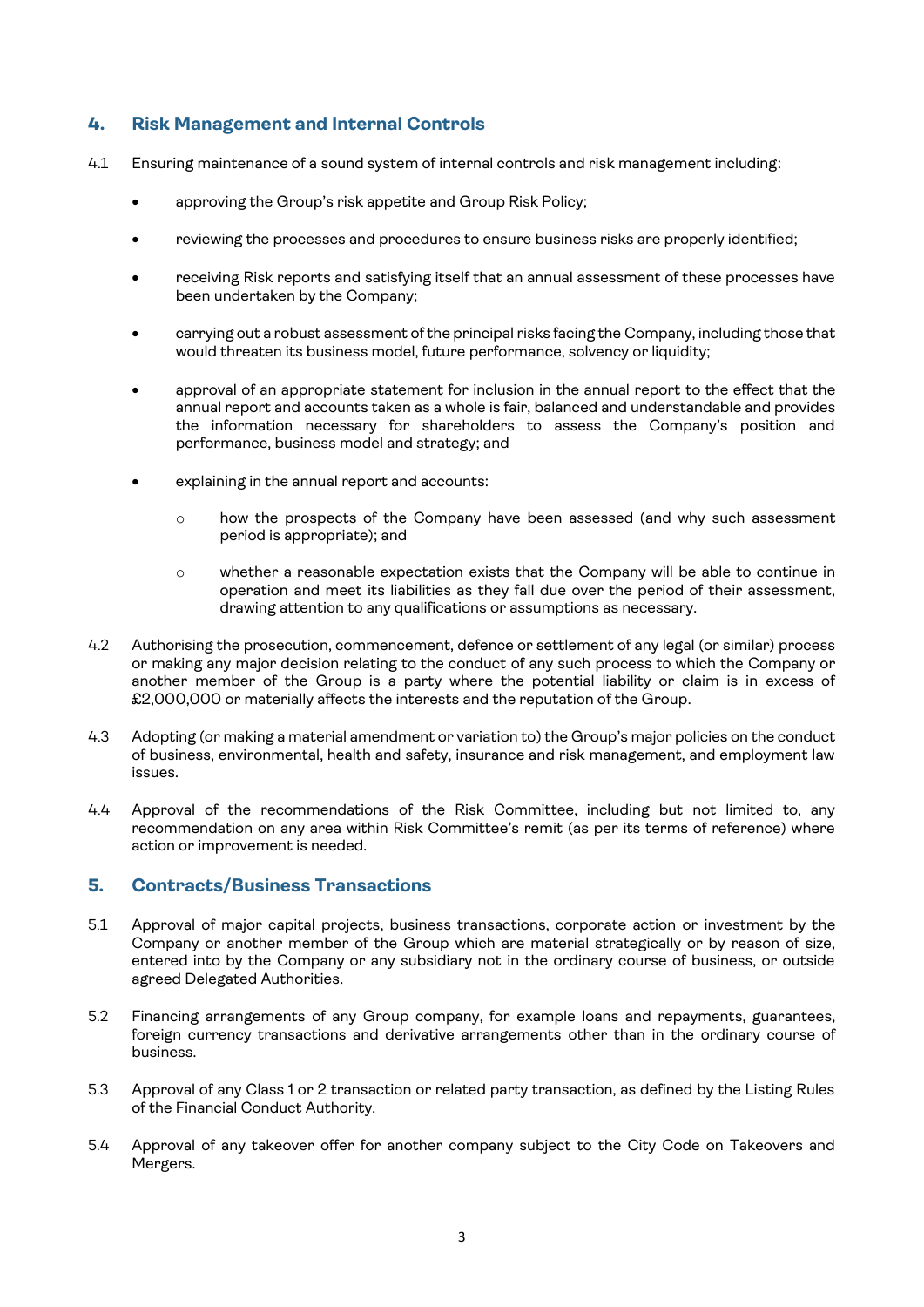## 4. Risk Management and Internal Controls

4.1 Ensuring maintenance of a sound system of internal controls and risk management including:

- approving the Group's risk appetite and Group Risk Policy;
- reviewing the processes and procedures to ensure business risks are properly identified;
- receiving Risk reports and satisfying itself that an annual assessment of these processes have been undertaken by the Company;
- carrying out a robust assessment of the principal risks facing the Company, including those that would threaten its business model, future performance, solvency or liquidity;
- approval of an appropriate statement for inclusion in the annual report to the effect that the annual report and accounts taken as a whole is fair, balanced and understandable and provides the information necessary for shareholders to assess the Company's position and performance, business model and strategy; and
- explaining in the annual report and accounts:
  - how the prospects of the Company have been assessed (and why such assessment period is appropriate); and
  - whether a reasonable expectation exists that the Company will be able to continue in operation and meet its liabilities as they fall due over the period of their assessment, drawing attention to any qualifications or assumptions as necessary.

4.2 Authorising the prosecution, commencement, defence or settlement of any legal (or similar) process or making any major decision relating to the conduct of any such process to which the Company or another member of the Group is a party where the potential liability or claim is in excess of £2,000,000 or materially affects the interests and the reputation of the Group.

4.3 Adopting (or making a material amendment or variation to) the Group's major policies on the conduct of business, environmental, health and safety, insurance and risk management, and employment law issues.

4.4 Approval of the recommendations of the Risk Committee, including but not limited to, any recommendation on any area within Risk Committee's remit (as per its terms of reference) where action or improvement is needed.

## 5. Contracts/Business Transactions

5.1 Approval of major capital projects, business transactions, corporate action or investment by the Company or another member of the Group which are material strategically or by reason of size, entered into by the Company or any subsidiary not in the ordinary course of business, or outside agreed Delegated Authorities.

5.2 Financing arrangements of any Group company, for example loans and repayments, guarantees, foreign currency transactions and derivative arrangements other than in the ordinary course of business.

5.3 Approval of any Class 1 or 2 transaction or related party transaction, as defined by the Listing Rules of the Financial Conduct Authority.

5.4 Approval of any takeover offer for another company subject to the City Code on Takeovers and Mergers.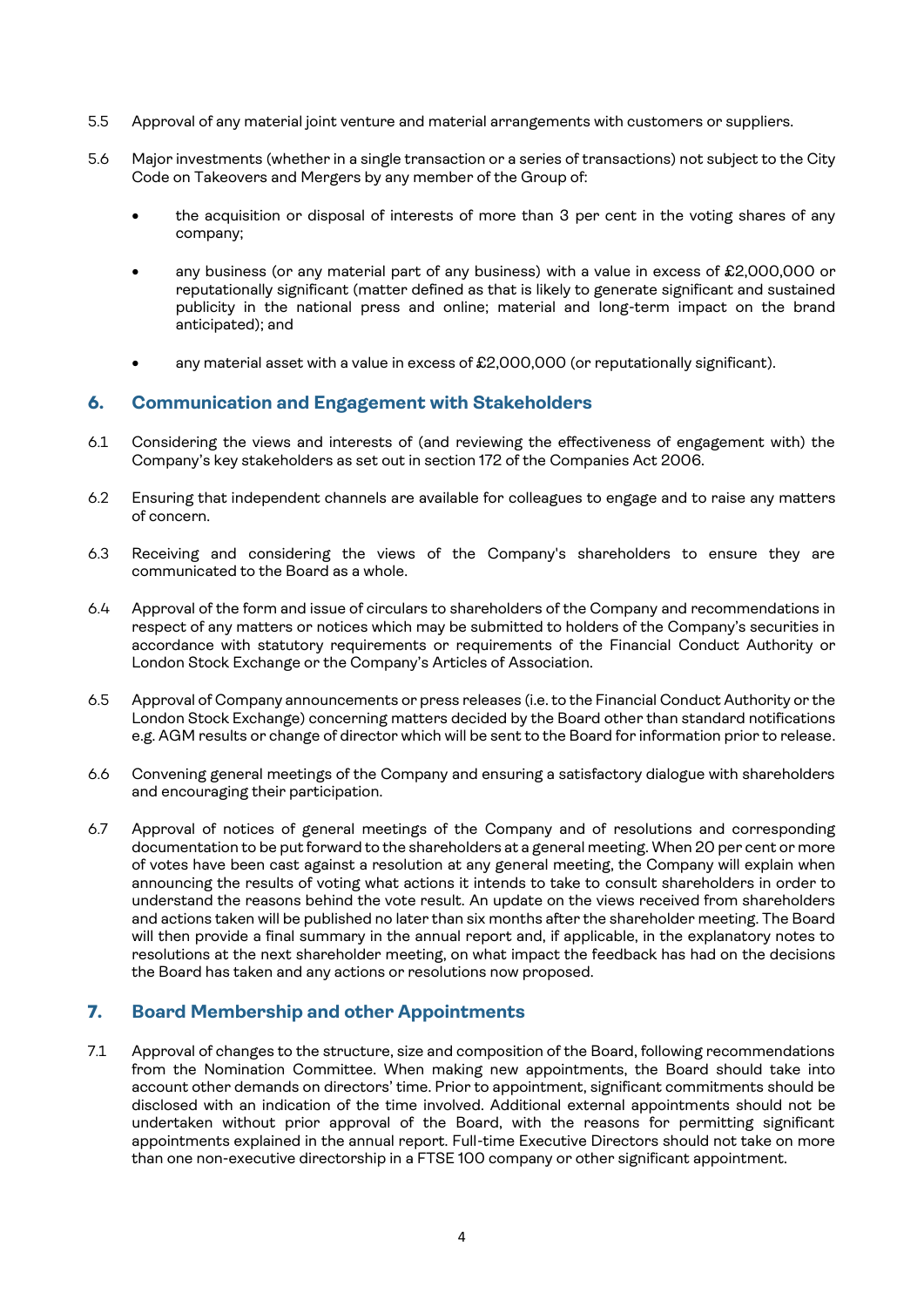5.5 Approval of any material joint venture and material arrangements with customers or suppliers.

5.6 Major investments (whether in a single transaction or a series of transactions) not subject to the City Code on Takeovers and Mergers by any member of the Group of:

- the acquisition or disposal of interests of more than 3 per cent in the voting shares of any company;
- any business (or any material part of any business) with a value in excess of £2,000,000 or reputationally significant (matter defined as that is likely to generate significant and sustained publicity in the national press and online; material and long-term impact on the brand anticipated); and
- any material asset with a value in excess of £2,000,000 (or reputationally significant).

## 6. Communication and Engagement with Stakeholders

6.1 Considering the views and interests of (and reviewing the effectiveness of engagement with) the Company's key stakeholders as set out in section 172 of the Companies Act 2006.

6.2 Ensuring that independent channels are available for colleagues to engage and to raise any matters of concern.

6.3 Receiving and considering the views of the Company's shareholders to ensure they are communicated to the Board as a whole.

6.4 Approval of the form and issue of circulars to shareholders of the Company and recommendations in respect of any matters or notices which may be submitted to holders of the Company's securities in accordance with statutory requirements or requirements of the Financial Conduct Authority or London Stock Exchange or the Company's Articles of Association.

6.5 Approval of Company announcements or press releases (i.e. to the Financial Conduct Authority or the London Stock Exchange) concerning matters decided by the Board other than standard notifications e.g. AGM results or change of director which will be sent to the Board for information prior to release.

6.6 Convening general meetings of the Company and ensuring a satisfactory dialogue with shareholders and encouraging their participation.

6.7 Approval of notices of general meetings of the Company and of resolutions and corresponding documentation to be put forward to the shareholders at a general meeting. When 20 per cent or more of votes have been cast against a resolution at any general meeting, the Company will explain when announcing the results of voting what actions it intends to take to consult shareholders in order to understand the reasons behind the vote result. An update on the views received from shareholders and actions taken will be published no later than six months after the shareholder meeting. The Board will then provide a final summary in the annual report and, if applicable, in the explanatory notes to resolutions at the next shareholder meeting, on what impact the feedback has had on the decisions the Board has taken and any actions or resolutions now proposed.

## 7. Board Membership and other Appointments

7.1 Approval of changes to the structure, size and composition of the Board, following recommendations from the Nomination Committee. When making new appointments, the Board should take into account other demands on directors' time. Prior to appointment, significant commitments should be disclosed with an indication of the time involved. Additional external appointments should not be undertaken without prior approval of the Board, with the reasons for permitting significant appointments explained in the annual report. Full-time Executive Directors should not take on more than one non-executive directorship in a FTSE 100 company or other significant appointment.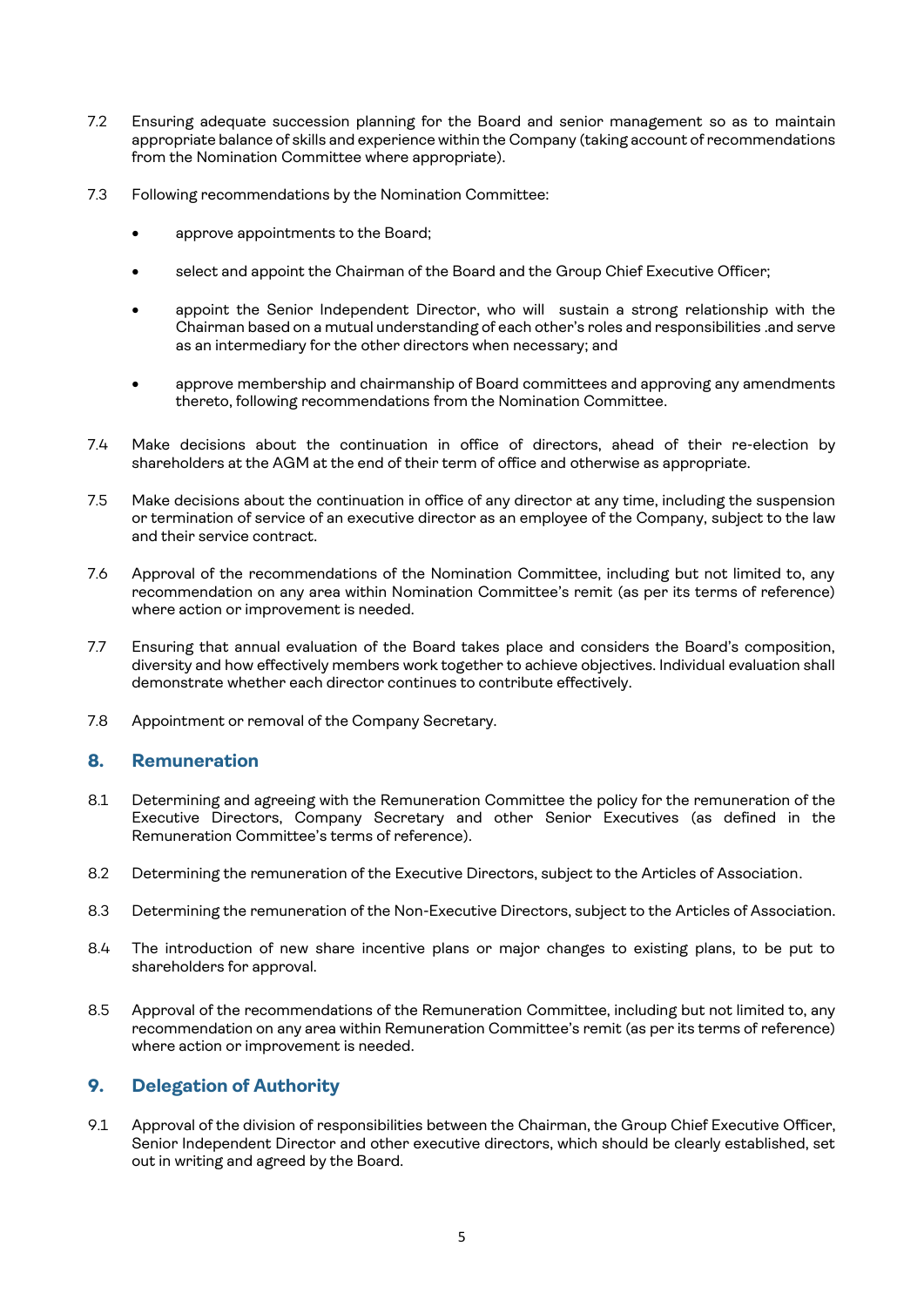7.2 Ensuring adequate succession planning for the Board and senior management so as to maintain appropriate balance of skills and experience within the Company (taking account of recommendations from the Nomination Committee where appropriate).

7.3 Following recommendations by the Nomination Committee:

- approve appointments to the Board;
- select and appoint the Chairman of the Board and the Group Chief Executive Officer;
- appoint the Senior Independent Director, who will sustain a strong relationship with the Chairman based on a mutual understanding of each other's roles and responsibilities .and serve as an intermediary for the other directors when necessary; and
- approve membership and chairmanship of Board committees and approving any amendments thereto, following recommendations from the Nomination Committee.

7.4 Make decisions about the continuation in office of directors, ahead of their re-election by shareholders at the AGM at the end of their term of office and otherwise as appropriate.

7.5 Make decisions about the continuation in office of any director at any time, including the suspension or termination of service of an executive director as an employee of the Company, subject to the law and their service contract.

7.6 Approval of the recommendations of the Nomination Committee, including but not limited to, any recommendation on any area within Nomination Committee's remit (as per its terms of reference) where action or improvement is needed.

7.7 Ensuring that annual evaluation of the Board takes place and considers the Board's composition, diversity and how effectively members work together to achieve objectives. Individual evaluation shall demonstrate whether each director continues to contribute effectively.

7.8 Appointment or removal of the Company Secretary.

## 8. Remuneration

8.1 Determining and agreeing with the Remuneration Committee the policy for the remuneration of the Executive Directors, Company Secretary and other Senior Executives (as defined in the Remuneration Committee's terms of reference).

8.2 Determining the remuneration of the Executive Directors, subject to the Articles of Association.

8.3 Determining the remuneration of the Non-Executive Directors, subject to the Articles of Association.

8.4 The introduction of new share incentive plans or major changes to existing plans, to be put to shareholders for approval.

8.5 Approval of the recommendations of the Remuneration Committee, including but not limited to, any recommendation on any area within Remuneration Committee's remit (as per its terms of reference) where action or improvement is needed.

## 9. Delegation of Authority

9.1 Approval of the division of responsibilities between the Chairman, the Group Chief Executive Officer, Senior Independent Director and other executive directors, which should be clearly established, set out in writing and agreed by the Board.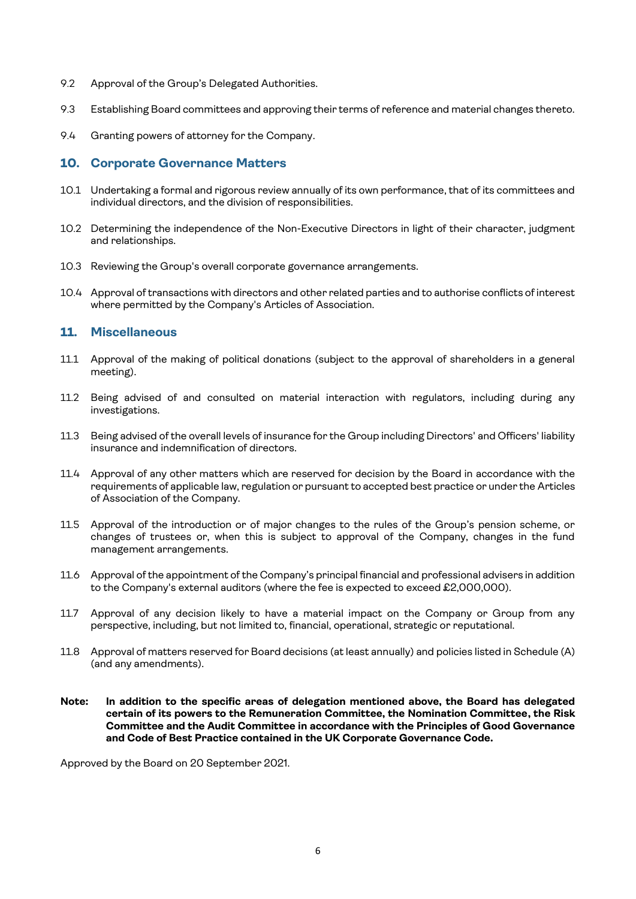9.2 Approval of the Group's Delegated Authorities.

9.3 Establishing Board committees and approving their terms of reference and material changes thereto.

9.4 Granting powers of attorney for the Company.

## 10. Corporate Governance Matters

10.1 Undertaking a formal and rigorous review annually of its own performance, that of its committees and individual directors, and the division of responsibilities.

10.2 Determining the independence of the Non-Executive Directors in light of their character, judgment and relationships.

10.3 Reviewing the Group's overall corporate governance arrangements.

10.4 Approval of transactions with directors and other related parties and to authorise conflicts of interest where permitted by the Company's Articles of Association.

## 11. Miscellaneous

11.1 Approval of the making of political donations (subject to the approval of shareholders in a general meeting).

11.2 Being advised of and consulted on material interaction with regulators, including during any investigations.

11.3 Being advised of the overall levels of insurance for the Group including Directors' and Officers' liability insurance and indemnification of directors.

11.4 Approval of any other matters which are reserved for decision by the Board in accordance with the requirements of applicable law, regulation or pursuant to accepted best practice or under the Articles of Association of the Company.

11.5 Approval of the introduction or of major changes to the rules of the Group's pension scheme, or changes of trustees or, when this is subject to approval of the Company, changes in the fund management arrangements.

11.6 Approval of the appointment of the Company's principal financial and professional advisers in addition to the Company's external auditors (where the fee is expected to exceed £2,000,000).

11.7 Approval of any decision likely to have a material impact on the Company or Group from any perspective, including, but not limited to, financial, operational, strategic or reputational.

11.8 Approval of matters reserved for Board decisions (at least annually) and policies listed in Schedule (A) (and any amendments).

**Note: In addition to the specific areas of delegation mentioned above, the Board has delegated certain of its powers to the Remuneration Committee, the Nomination Committee, the Risk Committee and the Audit Committee in accordance with the Principles of Good Governance and Code of Best Practice contained in the UK Corporate Governance Code.**

Approved by the Board on 20 September 2021.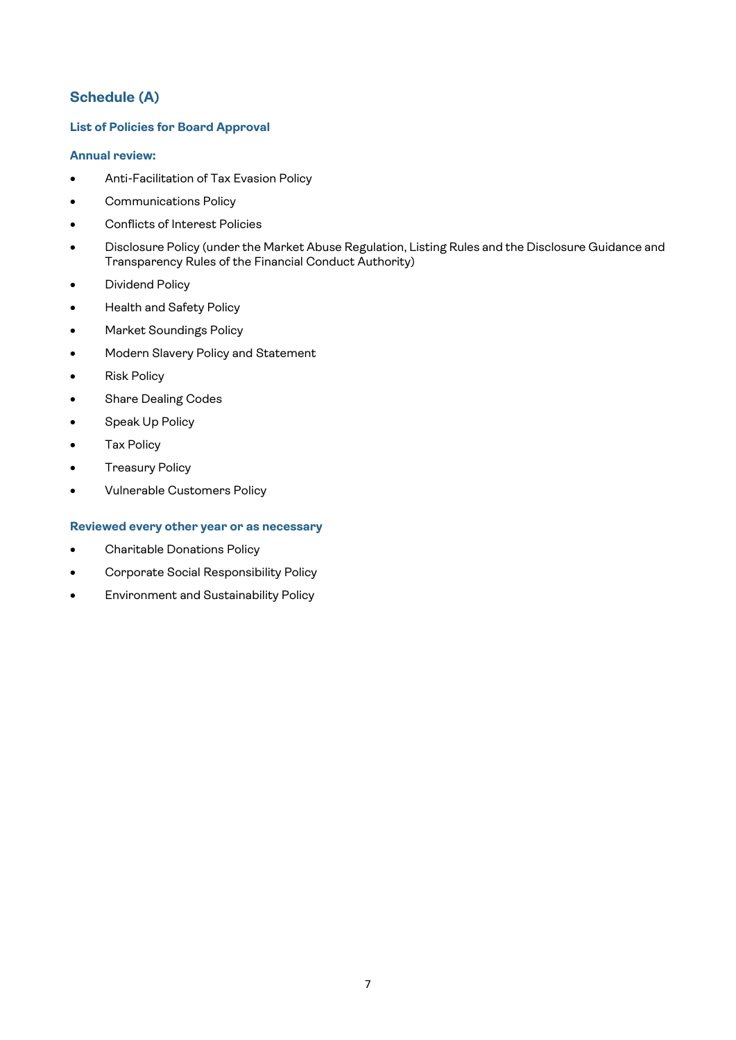## Schedule (A)

### List of Policies for Board Approval

#### Annual review:

- Anti-Facilitation of Tax Evasion Policy
- Communications Policy
- Conflicts of Interest Policies
- Disclosure Policy (under the Market Abuse Regulation, Listing Rules and the Disclosure Guidance and Transparency Rules of the Financial Conduct Authority)
- Dividend Policy
- Health and Safety Policy
- Market Soundings Policy
- Modern Slavery Policy and Statement
- Risk Policy
- Share Dealing Codes
- Speak Up Policy
- Tax Policy
- Treasury Policy
- Vulnerable Customers Policy

#### Reviewed every other year or as necessary

- Charitable Donations Policy
- Corporate Social Responsibility Policy
- Environment and Sustainability Policy